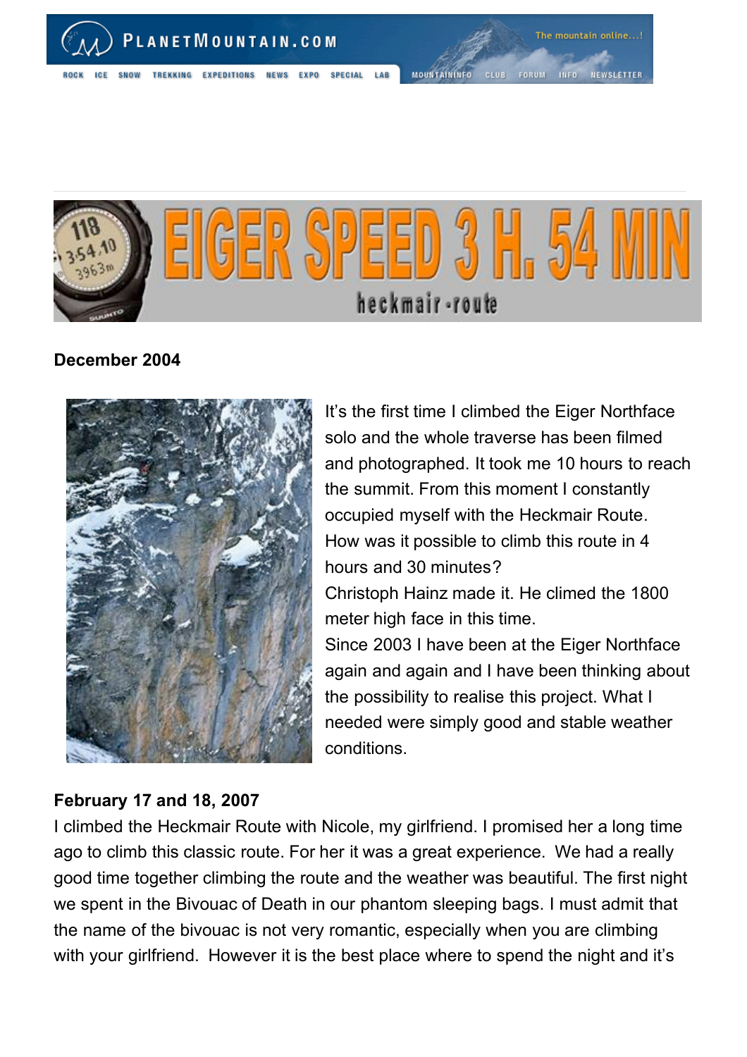# EIGER SPEED 3 H. 54 MIN

heckmair-route

**December 2004**

It's the first time I climbed the Eiger Northface solo and the whole traverse has been filmed and photographed. It took me 10 hours to reach the summit. From this moment I constantly occupied myself with the Heckmair Route. How was it possible to climb this route in 4 hours and 30 minutes?
Christoph Hainz made it. He climed the 1800 meter high face in this time.
Since 2003 I have been at the Eiger Northface again and again and I have been thinking about the possibility to realise this project. What I needed were simply good and stable weather conditions.

**February 17 and 18, 2007**

I climbed the Heckmair Route with Nicole, my girlfriend. I promised her a long time ago to climb this classic route. For her it was a great experience. We had a really good time together climbing the route and the weather was beautiful. The first night we spent in the Bivouac of Death in our phantom sleeping bags. I must admit that the name of the bivouac is not very romantic, especially when you are climbing with your girlfriend. However it is the best place where to spend the night and it's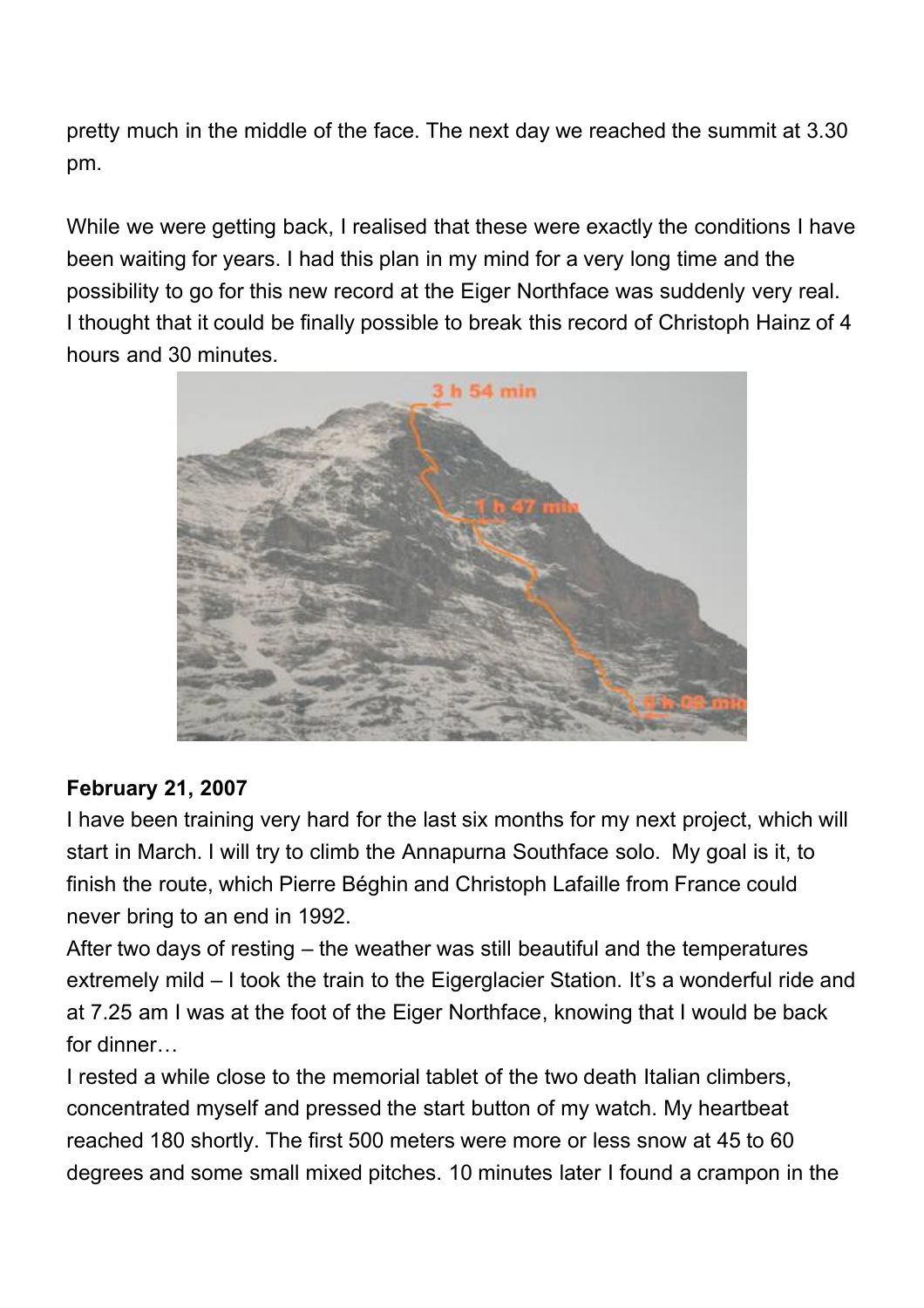pretty much in the middle of the face. The next day we reached the summit at 3.30 pm.

While we were getting back, I realised that these were exactly the conditions I have been waiting for years. I had this plan in my mind for a very long time and the possibility to go for this new record at the Eiger Northface was suddenly very real. I thought that it could be finally possible to break this record of Christoph Hainz of 4 hours and 30 minutes.

**February 21, 2007**

I have been training very hard for the last six months for my next project, which will start in March. I will try to climb the Annapurna Southface solo. My goal is it, to finish the route, which Pierre Béghin and Christoph Lafaille from France could never bring to an end in 1992.

After two days of resting – the weather was still beautiful and the temperatures extremely mild – I took the train to the Eigerglacier Station. It's a wonderful ride and at 7.25 am I was at the foot of the Eiger Northface, knowing that I would be back for dinner…

I rested a while close to the memorial tablet of the two death Italian climbers, concentrated myself and pressed the start button of my watch. My heartbeat reached 180 shortly. The first 500 meters were more or less snow at 45 to 60 degrees and some small mixed pitches. 10 minutes later I found a crampon in the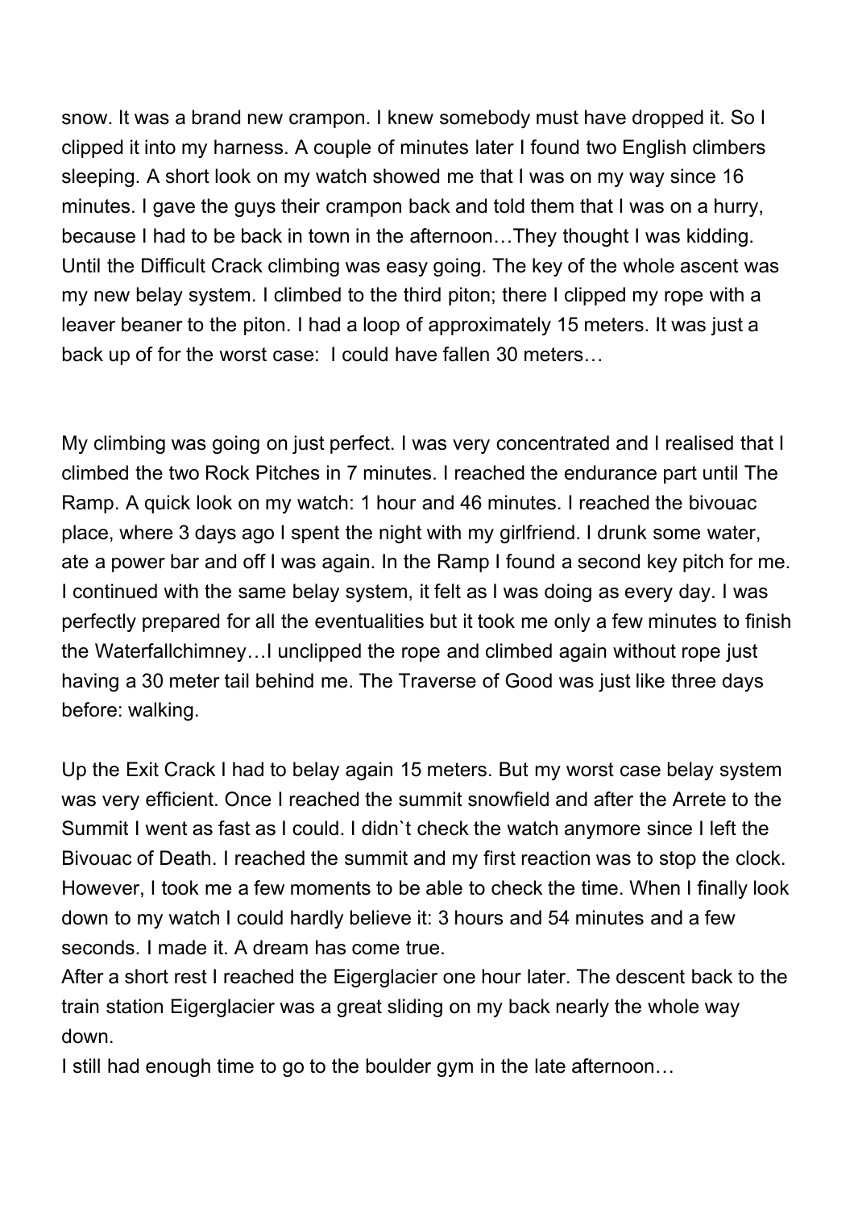snow. It was a brand new crampon. I knew somebody must have dropped it. So I clipped it into my harness. A couple of minutes later I found two English climbers sleeping. A short look on my watch showed me that I was on my way since 16 minutes. I gave the guys their crampon back and told them that I was on a hurry, because I had to be back in town in the afternoon…They thought I was kidding. Until the Difficult Crack climbing was easy going. The key of the whole ascent was my new belay system. I climbed to the third piton; there I clipped my rope with a leaver beaner to the piton. I had a loop of approximately 15 meters. It was just a back up of for the worst case: I could have fallen 30 meters…

My climbing was going on just perfect. I was very concentrated and I realised that I climbed the two Rock Pitches in 7 minutes. I reached the endurance part until The Ramp. A quick look on my watch: 1 hour and 46 minutes. I reached the bivouac place, where 3 days ago I spent the night with my girlfriend. I drunk some water, ate a power bar and off I was again. In the Ramp I found a second key pitch for me. I continued with the same belay system, it felt as I was doing as every day. I was perfectly prepared for all the eventualities but it took me only a few minutes to finish the Waterfallchimney…I unclipped the rope and climbed again without rope just having a 30 meter tail behind me. The Traverse of Good was just like three days before: walking.

Up the Exit Crack I had to belay again 15 meters. But my worst case belay system was very efficient. Once I reached the summit snowfield and after the Arrete to the Summit I went as fast as I could. I didn`t check the watch anymore since I left the Bivouac of Death. I reached the summit and my first reaction was to stop the clock. However, I took me a few moments to be able to check the time. When I finally look down to my watch I could hardly believe it: 3 hours and 54 minutes and a few seconds. I made it. A dream has come true.
After a short rest I reached the Eigerglacier one hour later. The descent back to the train station Eigerglacier was a great sliding on my back nearly the whole way down.
I still had enough time to go to the boulder gym in the late afternoon…